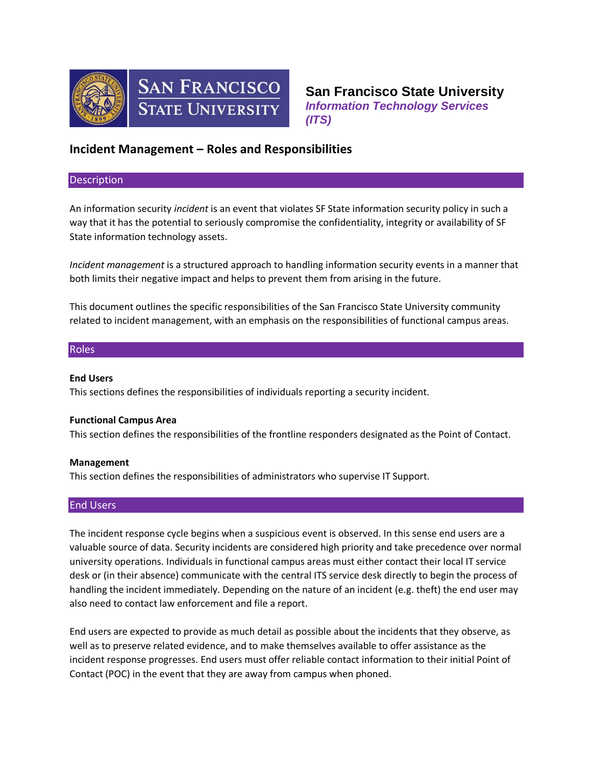San Francisco State University

*Information Technology Services (ITS)*

# Incident Management – Roles and Responsibilities

## Description

An information security *incident* is an event that violates SF State information security policy in such a way that it has the potential to seriously compromise the confidentiality, integrity or availability of SF State information technology assets.

*Incident management* is a structured approach to handling information security events in a manner that both limits their negative impact and helps to prevent them from arising in the future.

This document outlines the specific responsibilities of the San Francisco State University community related to incident management, with an emphasis on the responsibilities of functional campus areas.

## Roles

**End Users**
This sections defines the responsibilities of individuals reporting a security incident.

**Functional Campus Area**
This section defines the responsibilities of the frontline responders designated as the Point of Contact.

**Management**
This section defines the responsibilities of administrators who supervise IT Support.

## End Users

The incident response cycle begins when a suspicious event is observed. In this sense end users are a valuable source of data. Security incidents are considered high priority and take precedence over normal university operations. Individuals in functional campus areas must either contact their local IT service desk or (in their absence) communicate with the central ITS service desk directly to begin the process of handling the incident immediately. Depending on the nature of an incident (e.g. theft) the end user may also need to contact law enforcement and file a report.

End users are expected to provide as much detail as possible about the incidents that they observe, as well as to preserve related evidence, and to make themselves available to offer assistance as the incident response progresses. End users must offer reliable contact information to their initial Point of Contact (POC) in the event that they are away from campus when phoned.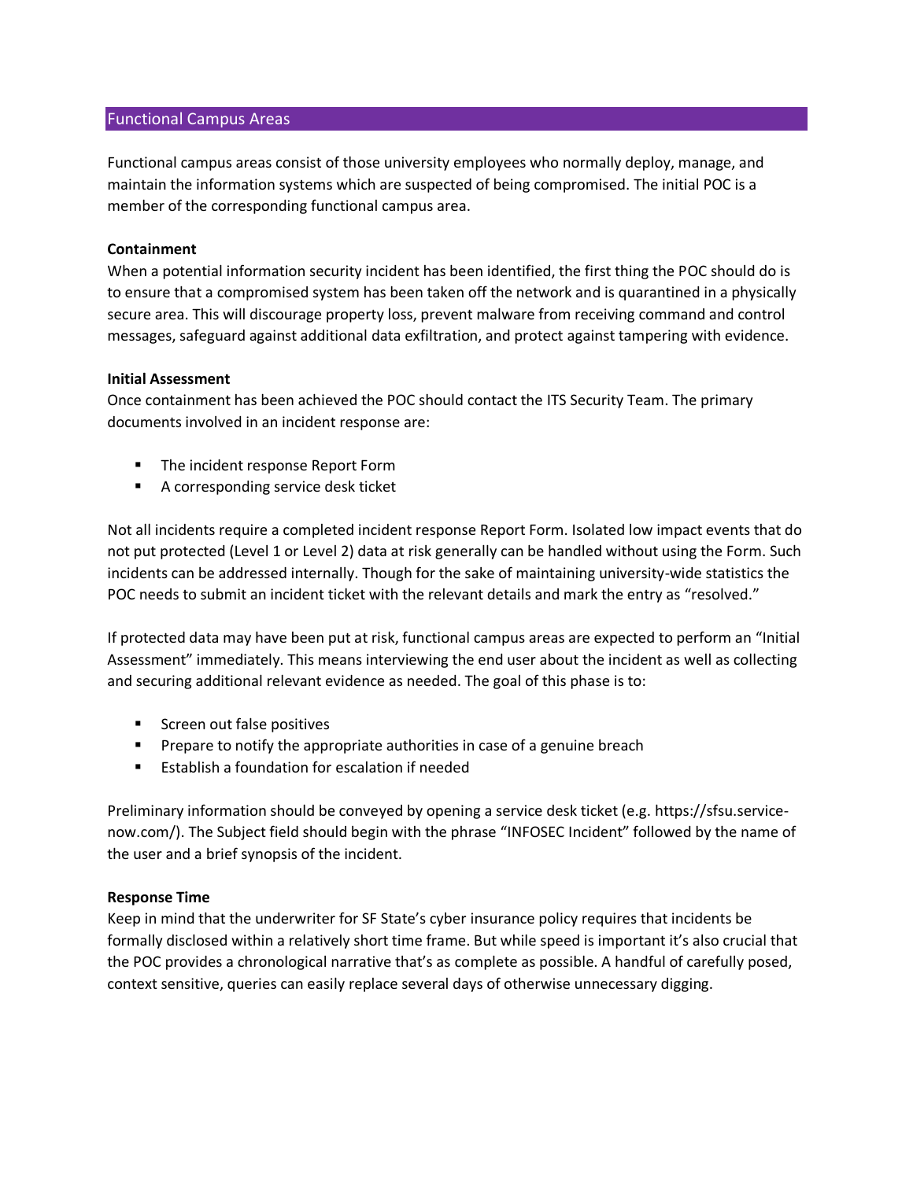## Functional Campus Areas

Functional campus areas consist of those university employees who normally deploy, manage, and maintain the information systems which are suspected of being compromised. The initial POC is a member of the corresponding functional campus area.

**Containment**

When a potential information security incident has been identified, the first thing the POC should do is to ensure that a compromised system has been taken off the network and is quarantined in a physically secure area. This will discourage property loss, prevent malware from receiving command and control messages, safeguard against additional data exfiltration, and protect against tampering with evidence.

**Initial Assessment**

Once containment has been achieved the POC should contact the ITS Security Team. The primary documents involved in an incident response are:

- The incident response Report Form
- A corresponding service desk ticket

Not all incidents require a completed incident response Report Form. Isolated low impact events that do not put protected (Level 1 or Level 2) data at risk generally can be handled without using the Form. Such incidents can be addressed internally. Though for the sake of maintaining university-wide statistics the POC needs to submit an incident ticket with the relevant details and mark the entry as "resolved."

If protected data may have been put at risk, functional campus areas are expected to perform an "Initial Assessment" immediately. This means interviewing the end user about the incident as well as collecting and securing additional relevant evidence as needed. The goal of this phase is to:

- Screen out false positives
- Prepare to notify the appropriate authorities in case of a genuine breach
- Establish a foundation for escalation if needed

Preliminary information should be conveyed by opening a service desk ticket (e.g. https://sfsu.service-now.com/). The Subject field should begin with the phrase "INFOSEC Incident" followed by the name of the user and a brief synopsis of the incident.

**Response Time**

Keep in mind that the underwriter for SF State's cyber insurance policy requires that incidents be formally disclosed within a relatively short time frame. But while speed is important it's also crucial that the POC provides a chronological narrative that's as complete as possible. A handful of carefully posed, context sensitive, queries can easily replace several days of otherwise unnecessary digging.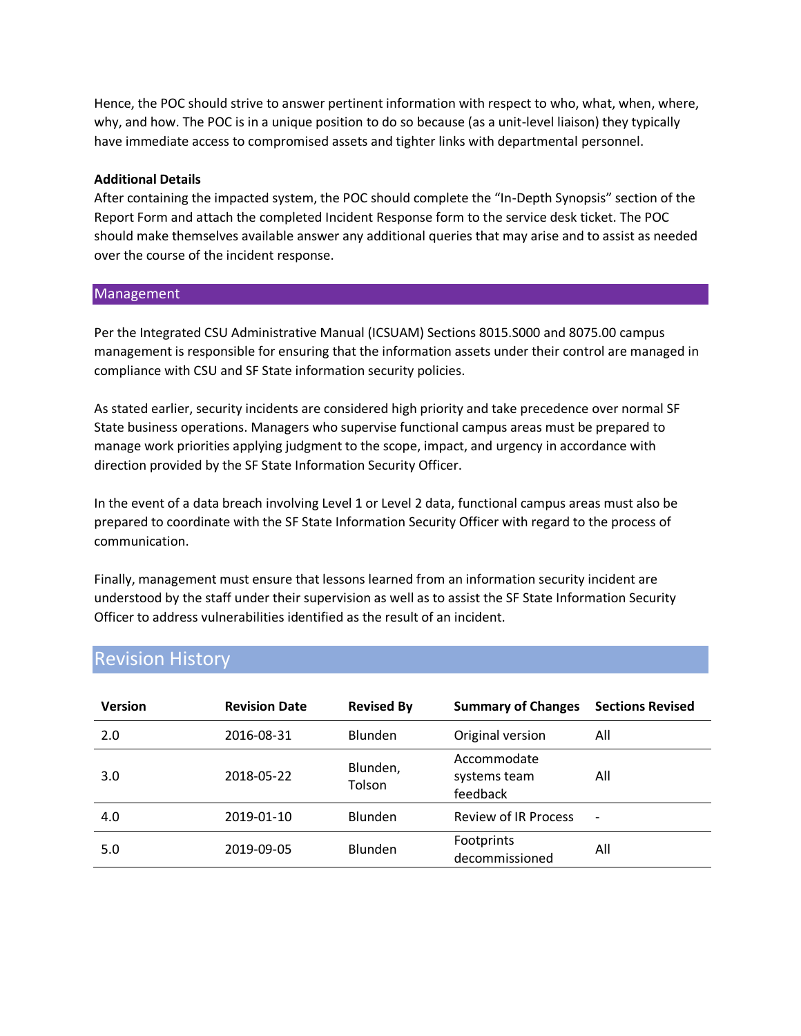Hence, the POC should strive to answer pertinent information with respect to who, what, when, where, why, and how. The POC is in a unique position to do so because (as a unit-level liaison) they typically have immediate access to compromised assets and tighter links with departmental personnel.

**Additional Details**

After containing the impacted system, the POC should complete the "In-Depth Synopsis" section of the Report Form and attach the completed Incident Response form to the service desk ticket. The POC should make themselves available answer any additional queries that may arise and to assist as needed over the course of the incident response.

### Management

Per the Integrated CSU Administrative Manual (ICSUAM) Sections 8015.S000 and 8075.00 campus management is responsible for ensuring that the information assets under their control are managed in compliance with CSU and SF State information security policies.

As stated earlier, security incidents are considered high priority and take precedence over normal SF State business operations. Managers who supervise functional campus areas must be prepared to manage work priorities applying judgment to the scope, impact, and urgency in accordance with direction provided by the SF State Information Security Officer.

In the event of a data breach involving Level 1 or Level 2 data, functional campus areas must also be prepared to coordinate with the SF State Information Security Officer with regard to the process of communication.

Finally, management must ensure that lessons learned from an information security incident are understood by the staff under their supervision as well as to assist the SF State Information Security Officer to address vulnerabilities identified as the result of an incident.

## Revision History

| Version | Revision Date | Revised By | Summary of Changes | Sections Revised |
|---|---|---|---|---|
| 2.0 | 2016-08-31 | Blunden | Original version | All |
| 3.0 | 2018-05-22 | Blunden, Tolson | Accommodate systems team feedback | All |
| 4.0 | 2019-01-10 | Blunden | Review of IR Process | - |
| 5.0 | 2019-09-05 | Blunden | Footprints decommissioned | All |